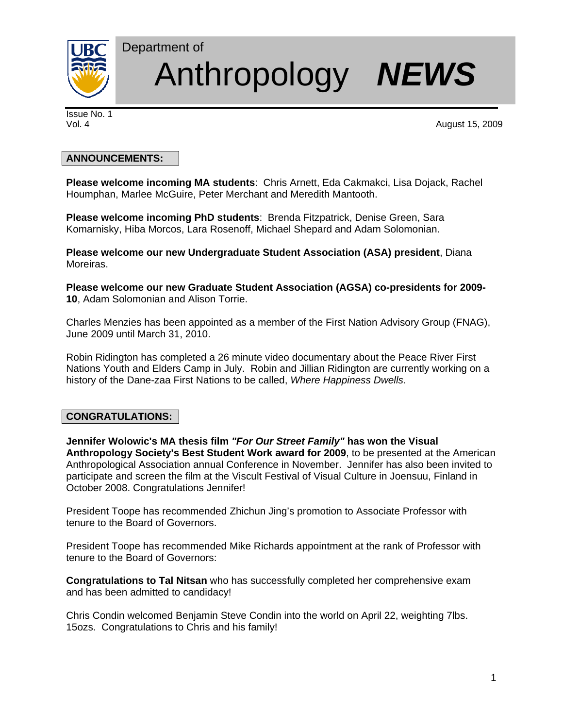Department of

# Anthropology ***NEWS***

Issue No. 1
Vol. 4

August 15, 2009

## ANNOUNCEMENTS:

**Please welcome incoming MA students**: Chris Arnett, Eda Cakmakci, Lisa Dojack, Rachel Houmphan, Marlee McGuire, Peter Merchant and Meredith Mantooth.

**Please welcome incoming PhD students**: Brenda Fitzpatrick, Denise Green, Sara Komarnisky, Hiba Morcos, Lara Rosenoff, Michael Shepard and Adam Solomonian.

**Please welcome our new Undergraduate Student Association (ASA) president**, Diana Moreiras.

**Please welcome our new Graduate Student Association (AGSA) co-presidents for 2009-10**, Adam Solomonian and Alison Torrie.

Charles Menzies has been appointed as a member of the First Nation Advisory Group (FNAG), June 2009 until March 31, 2010.

Robin Ridington has completed a 26 minute video documentary about the Peace River First Nations Youth and Elders Camp in July. Robin and Jillian Ridington are currently working on a history of the Dane-zaa First Nations to be called, *Where Happiness Dwells*.

## CONGRATULATIONS:

**Jennifer Wolowic's MA thesis film *"For Our Street Family"* has won the Visual Anthropology Society's Best Student Work award for 2009**, to be presented at the American Anthropological Association annual Conference in November. Jennifer has also been invited to participate and screen the film at the Viscult Festival of Visual Culture in Joensuu, Finland in October 2008. Congratulations Jennifer!

President Toope has recommended Zhichun Jing's promotion to Associate Professor with tenure to the Board of Governors.

President Toope has recommended Mike Richards appointment at the rank of Professor with tenure to the Board of Governors:

**Congratulations to Tal Nitsan** who has successfully completed her comprehensive exam and has been admitted to candidacy!

Chris Condin welcomed Benjamin Steve Condin into the world on April 22, weighting 7lbs. 15ozs. Congratulations to Chris and his family!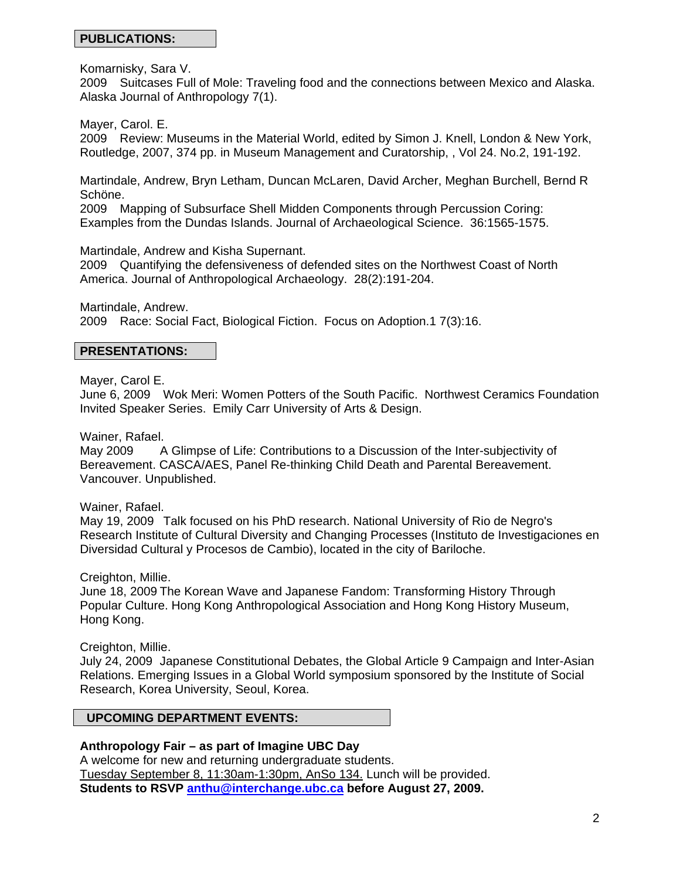## PUBLICATIONS:

Komarnisky, Sara V.
2009 Suitcases Full of Mole: Traveling food and the connections between Mexico and Alaska. Alaska Journal of Anthropology 7(1).

Mayer, Carol. E.
2009 Review: Museums in the Material World, edited by Simon J. Knell, London & New York, Routledge, 2007, 374 pp. in Museum Management and Curatorship, , Vol 24. No.2, 191-192.

Martindale, Andrew, Bryn Letham, Duncan McLaren, David Archer, Meghan Burchell, Bernd R Schöne.
2009 Mapping of Subsurface Shell Midden Components through Percussion Coring: Examples from the Dundas Islands. Journal of Archaeological Science. 36:1565-1575.

Martindale, Andrew and Kisha Supernant.
2009 Quantifying the defensiveness of defended sites on the Northwest Coast of North America. Journal of Anthropological Archaeology. 28(2):191-204.

Martindale, Andrew.
2009 Race: Social Fact, Biological Fiction. Focus on Adoption.1 7(3):16.

## PRESENTATIONS:

Mayer, Carol E.
June 6, 2009 Wok Meri: Women Potters of the South Pacific. Northwest Ceramics Foundation Invited Speaker Series. Emily Carr University of Arts & Design.

Wainer, Rafael.
May 2009 A Glimpse of Life: Contributions to a Discussion of the Inter-subjectivity of Bereavement. CASCA/AES, Panel Re-thinking Child Death and Parental Bereavement. Vancouver. Unpublished.

Wainer, Rafael.
May 19, 2009 Talk focused on his PhD research. National University of Rio de Negro's Research Institute of Cultural Diversity and Changing Processes (Instituto de Investigaciones en Diversidad Cultural y Procesos de Cambio), located in the city of Bariloche.

Creighton, Millie.
June 18, 2009 The Korean Wave and Japanese Fandom: Transforming History Through Popular Culture. Hong Kong Anthropological Association and Hong Kong History Museum, Hong Kong.

Creighton, Millie.
July 24, 2009 Japanese Constitutional Debates, the Global Article 9 Campaign and Inter-Asian Relations. Emerging Issues in a Global World symposium sponsored by the Institute of Social Research, Korea University, Seoul, Korea.

## UPCOMING DEPARTMENT EVENTS:

**Anthropology Fair – as part of Imagine UBC Day**
A welcome for new and returning undergraduate students.
Tuesday September 8, 11:30am-1:30pm, AnSo 134. Lunch will be provided.
**Students to RSVP anthu@interchange.ubc.ca before August 27, 2009.**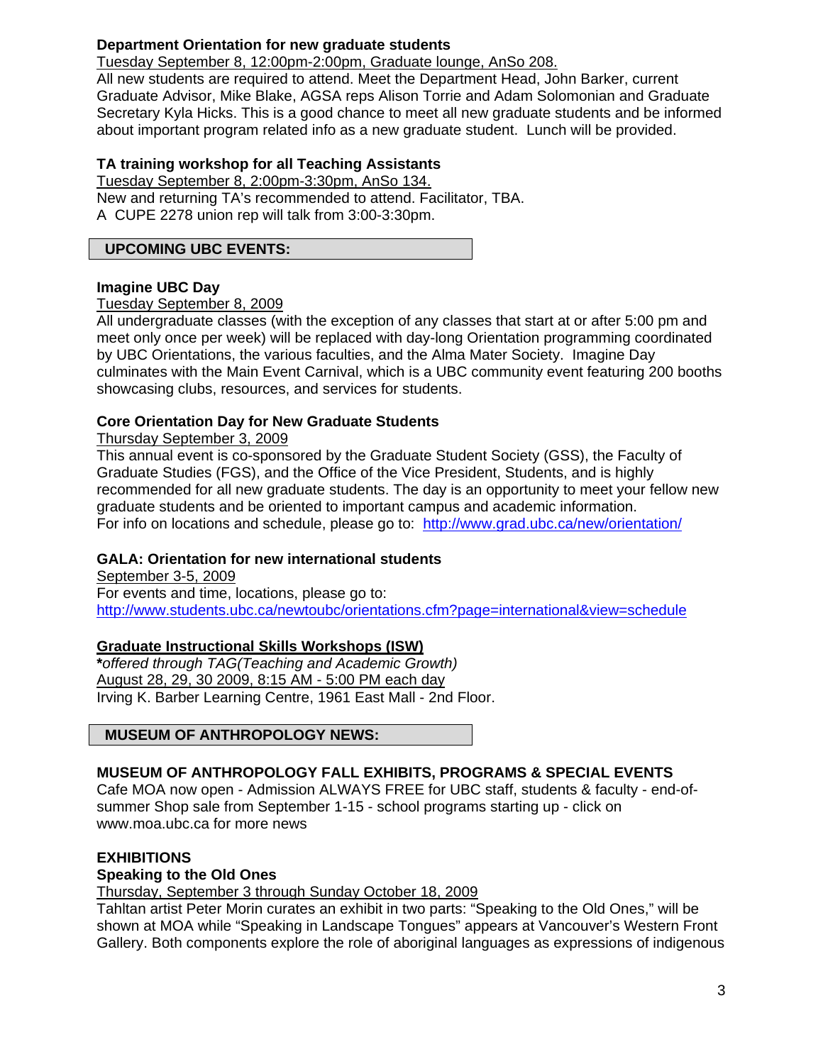### Department Orientation for new graduate students

Tuesday September 8, 12:00pm-2:00pm, Graduate lounge, AnSo 208.

All new students are required to attend. Meet the Department Head, John Barker, current Graduate Advisor, Mike Blake, AGSA reps Alison Torrie and Adam Solomonian and Graduate Secretary Kyla Hicks. This is a good chance to meet all new graduate students and be informed about important program related info as a new graduate student. Lunch will be provided.

### TA training workshop for all Teaching Assistants

Tuesday September 8, 2:00pm-3:30pm, AnSo 134.

New and returning TA's recommended to attend. Facilitator, TBA.

A CUPE 2278 union rep will talk from 3:00-3:30pm.

## UPCOMING UBC EVENTS:

### Imagine UBC Day

Tuesday September 8, 2009

All undergraduate classes (with the exception of any classes that start at or after 5:00 pm and meet only once per week) will be replaced with day-long Orientation programming coordinated by UBC Orientations, the various faculties, and the Alma Mater Society. Imagine Day culminates with the Main Event Carnival, which is a UBC community event featuring 200 booths showcasing clubs, resources, and services for students.

### Core Orientation Day for New Graduate Students

Thursday September 3, 2009

This annual event is co-sponsored by the Graduate Student Society (GSS), the Faculty of Graduate Studies (FGS), and the Office of the Vice President, Students, and is highly recommended for all new graduate students. The day is an opportunity to meet your fellow new graduate students and be oriented to important campus and academic information.

For info on locations and schedule, please go to: http://www.grad.ubc.ca/new/orientation/

### GALA: Orientation for new international students

September 3-5, 2009

For events and time, locations, please go to:

http://www.students.ubc.ca/newtoubc/orientations.cfm?page=international&view=schedule

### Graduate Instructional Skills Workshops (ISW)

***offered through TAG(Teaching and Academic Growth)***

August 28, 29, 30 2009, 8:15 AM - 5:00 PM each day

Irving K. Barber Learning Centre, 1961 East Mall - 2nd Floor.

## MUSEUM OF ANTHROPOLOGY NEWS:

### MUSEUM OF ANTHROPOLOGY FALL EXHIBITS, PROGRAMS & SPECIAL EVENTS

Cafe MOA now open - Admission ALWAYS FREE for UBC staff, students & faculty - end-of-summer Shop sale from September 1-15 - school programs starting up - click on www.moa.ubc.ca for more news

### EXHIBITIONS

### Speaking to the Old Ones

Thursday, September 3 through Sunday October 18, 2009

Tahltan artist Peter Morin curates an exhibit in two parts: "Speaking to the Old Ones," will be shown at MOA while "Speaking in Landscape Tongues" appears at Vancouver's Western Front Gallery. Both components explore the role of aboriginal languages as expressions of indigenous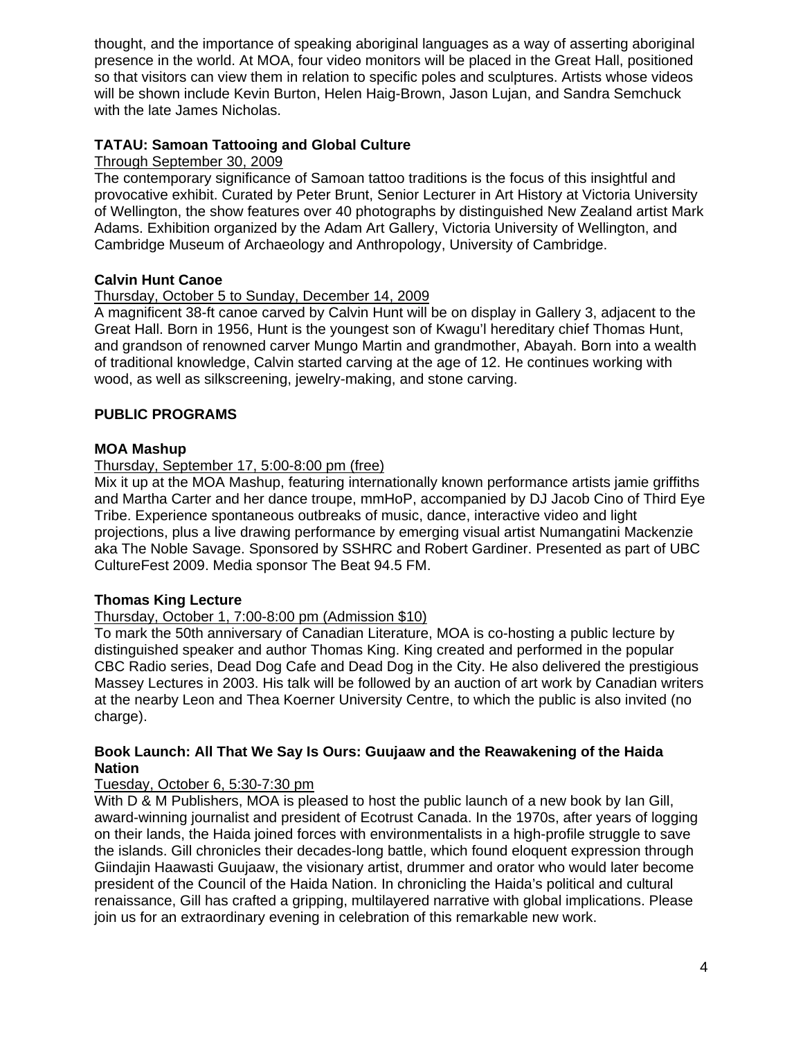thought, and the importance of speaking aboriginal languages as a way of asserting aboriginal presence in the world. At MOA, four video monitors will be placed in the Great Hall, positioned so that visitors can view them in relation to specific poles and sculptures. Artists whose videos will be shown include Kevin Burton, Helen Haig-Brown, Jason Lujan, and Sandra Semchuck with the late James Nicholas.

**TATAU: Samoan Tattooing and Global Culture**

Through September 30, 2009

The contemporary significance of Samoan tattoo traditions is the focus of this insightful and provocative exhibit. Curated by Peter Brunt, Senior Lecturer in Art History at Victoria University of Wellington, the show features over 40 photographs by distinguished New Zealand artist Mark Adams. Exhibition organized by the Adam Art Gallery, Victoria University of Wellington, and Cambridge Museum of Archaeology and Anthropology, University of Cambridge.

**Calvin Hunt Canoe**

Thursday, October 5 to Sunday, December 14, 2009

A magnificent 38-ft canoe carved by Calvin Hunt will be on display in Gallery 3, adjacent to the Great Hall. Born in 1956, Hunt is the youngest son of Kwagu'l hereditary chief Thomas Hunt, and grandson of renowned carver Mungo Martin and grandmother, Abayah. Born into a wealth of traditional knowledge, Calvin started carving at the age of 12. He continues working with wood, as well as silkscreening, jewelry-making, and stone carving.

**PUBLIC PROGRAMS**

**MOA Mashup**

Thursday, September 17, 5:00-8:00 pm (free)

Mix it up at the MOA Mashup, featuring internationally known performance artists jamie griffiths and Martha Carter and her dance troupe, mmHoP, accompanied by DJ Jacob Cino of Third Eye Tribe. Experience spontaneous outbreaks of music, dance, interactive video and light projections, plus a live drawing performance by emerging visual artist Numangatini Mackenzie aka The Noble Savage. Sponsored by SSHRC and Robert Gardiner. Presented as part of UBC CultureFest 2009. Media sponsor The Beat 94.5 FM.

**Thomas King Lecture**

Thursday, October 1, 7:00-8:00 pm (Admission $10)

To mark the 50th anniversary of Canadian Literature, MOA is co-hosting a public lecture by distinguished speaker and author Thomas King. King created and performed in the popular CBC Radio series, Dead Dog Cafe and Dead Dog in the City. He also delivered the prestigious Massey Lectures in 2003. His talk will be followed by an auction of art work by Canadian writers at the nearby Leon and Thea Koerner University Centre, to which the public is also invited (no charge).

**Book Launch: All That We Say Is Ours: Guujaaw and the Reawakening of the Haida Nation**

Tuesday, October 6, 5:30-7:30 pm

With D & M Publishers, MOA is pleased to host the public launch of a new book by Ian Gill, award-winning journalist and president of Ecotrust Canada. In the 1970s, after years of logging on their lands, the Haida joined forces with environmentalists in a high-profile struggle to save the islands. Gill chronicles their decades-long battle, which found eloquent expression through Giindajin Haawasti Guujaaw, the visionary artist, drummer and orator who would later become president of the Council of the Haida Nation. In chronicling the Haida's political and cultural renaissance, Gill has crafted a gripping, multilayered narrative with global implications. Please join us for an extraordinary evening in celebration of this remarkable new work.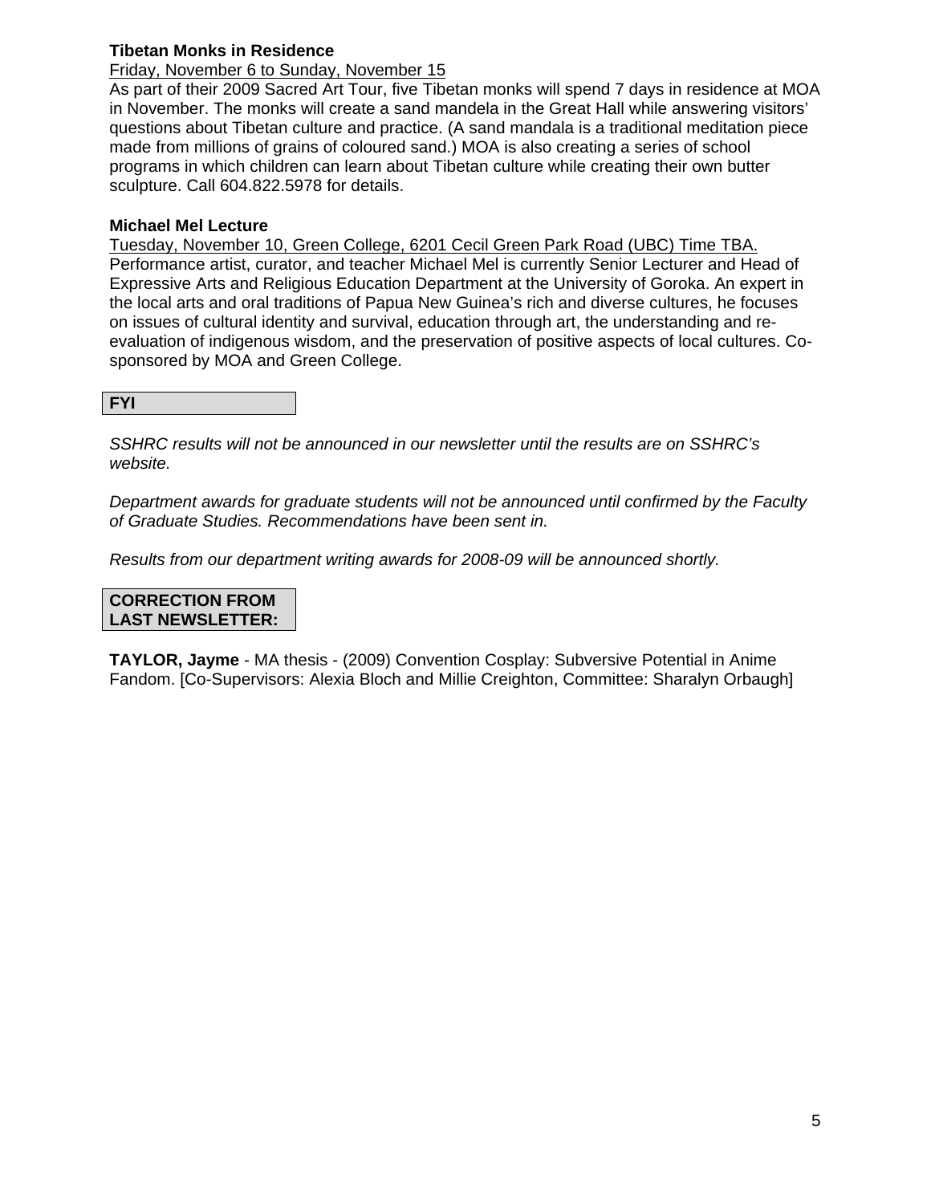### Tibetan Monks in Residence

Friday, November 6 to Sunday, November 15

As part of their 2009 Sacred Art Tour, five Tibetan monks will spend 7 days in residence at MOA in November. The monks will create a sand mandela in the Great Hall while answering visitors' questions about Tibetan culture and practice. (A sand mandala is a traditional meditation piece made from millions of grains of coloured sand.) MOA is also creating a series of school programs in which children can learn about Tibetan culture while creating their own butter sculpture. Call 604.822.5978 for details.

### Michael Mel Lecture

Tuesday, November 10, Green College, 6201 Cecil Green Park Road (UBC) Time TBA.

Performance artist, curator, and teacher Michael Mel is currently Senior Lecturer and Head of Expressive Arts and Religious Education Department at the University of Goroka. An expert in the local arts and oral traditions of Papua New Guinea's rich and diverse cultures, he focuses on issues of cultural identity and survival, education through art, the understanding and re-evaluation of indigenous wisdom, and the preservation of positive aspects of local cultures. Co-sponsored by MOA and Green College.

## FYI

*SSHRC results will not be announced in our newsletter until the results are on SSHRC's website.*

*Department awards for graduate students will not be announced until confirmed by the Faculty of Graduate Studies. Recommendations have been sent in.*

*Results from our department writing awards for 2008-09 will be announced shortly.*

## CORRECTION FROM LAST NEWSLETTER:

**TAYLOR, Jayme** - MA thesis - (2009) Convention Cosplay: Subversive Potential in Anime Fandom. [Co-Supervisors: Alexia Bloch and Millie Creighton, Committee: Sharalyn Orbaugh]